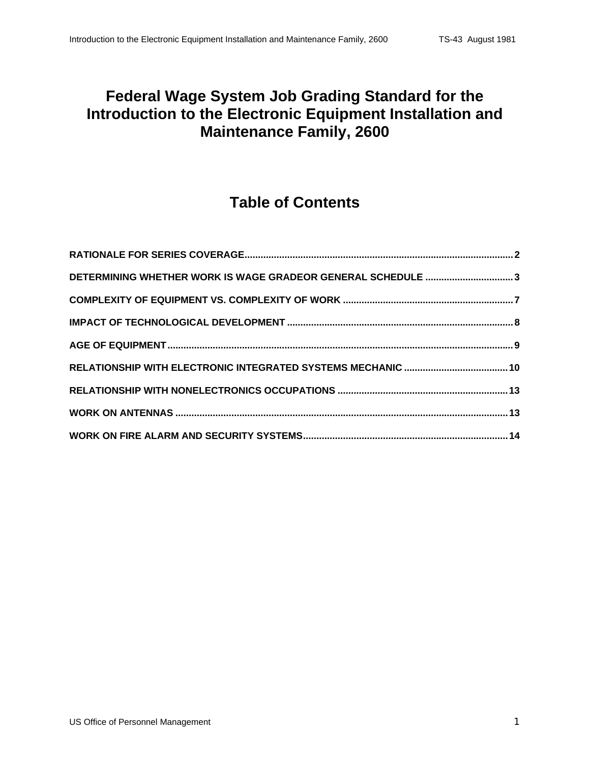# Federal Wage System Job Grading Standard for the Introduction to the Electronic Equipment Installation and Maintenance Family, 2600

## Table of Contents

**RATIONALE FOR SERIES COVERAGE** .......... 2

**DETERMINING WHETHER WORK IS WAGE GRADEOR GENERAL SCHEDULE** .......... 3

**COMPLEXITY OF EQUIPMENT VS. COMPLEXITY OF WORK** .......... 7

**IMPACT OF TECHNOLOGICAL DEVELOPMENT** .......... 8

**AGE OF EQUIPMENT** .......... 9

**RELATIONSHIP WITH ELECTRONIC INTEGRATED SYSTEMS MECHANIC** .......... 10

**RELATIONSHIP WITH NONELECTRONICS OCCUPATIONS** .......... 13

**WORK ON ANTENNAS** .......... 13

**WORK ON FIRE ALARM AND SECURITY SYSTEMS** .......... 14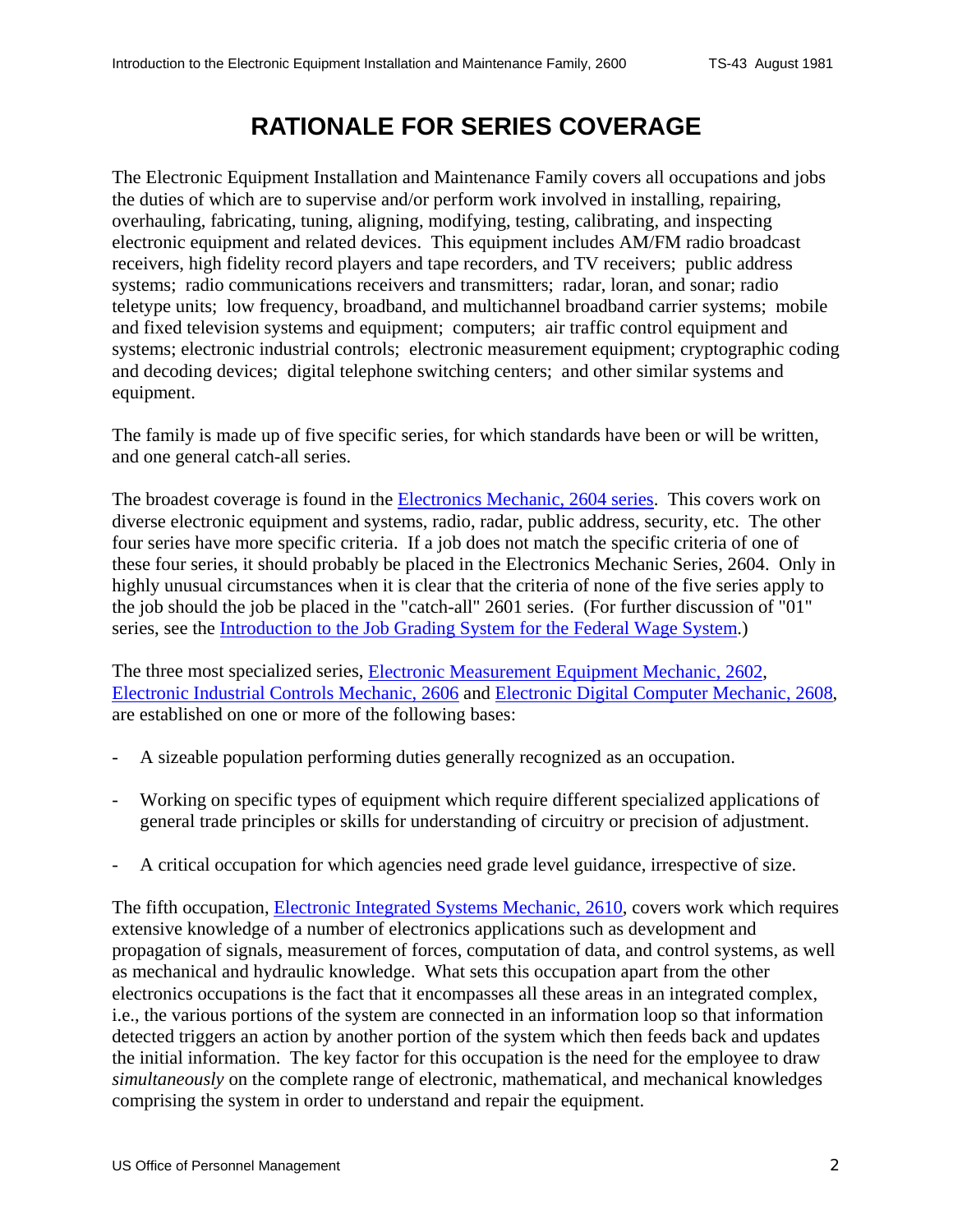# RATIONALE FOR SERIES COVERAGE

The Electronic Equipment Installation and Maintenance Family covers all occupations and jobs the duties of which are to supervise and/or perform work involved in installing, repairing, overhauling, fabricating, tuning, aligning, modifying, testing, calibrating, and inspecting electronic equipment and related devices. This equipment includes AM/FM radio broadcast receivers, high fidelity record players and tape recorders, and TV receivers; public address systems; radio communications receivers and transmitters; radar, loran, and sonar; radio teletype units; low frequency, broadband, and multichannel broadband carrier systems; mobile and fixed television systems and equipment; computers; air traffic control equipment and systems; electronic industrial controls; electronic measurement equipment; cryptographic coding and decoding devices; digital telephone switching centers; and other similar systems and equipment.

The family is made up of five specific series, for which standards have been or will be written, and one general catch-all series.

The broadest coverage is found in the Electronics Mechanic, 2604 series. This covers work on diverse electronic equipment and systems, radio, radar, public address, security, etc. The other four series have more specific criteria. If a job does not match the specific criteria of one of these four series, it should probably be placed in the Electronics Mechanic Series, 2604. Only in highly unusual circumstances when it is clear that the criteria of none of the five series apply to the job should the job be placed in the "catch-all" 2601 series. (For further discussion of "01" series, see the Introduction to the Job Grading System for the Federal Wage System.)

The three most specialized series, Electronic Measurement Equipment Mechanic, 2602, Electronic Industrial Controls Mechanic, 2606 and Electronic Digital Computer Mechanic, 2608, are established on one or more of the following bases:

- A sizeable population performing duties generally recognized as an occupation.
- Working on specific types of equipment which require different specialized applications of general trade principles or skills for understanding of circuitry or precision of adjustment.
- A critical occupation for which agencies need grade level guidance, irrespective of size.

The fifth occupation, Electronic Integrated Systems Mechanic, 2610, covers work which requires extensive knowledge of a number of electronics applications such as development and propagation of signals, measurement of forces, computation of data, and control systems, as well as mechanical and hydraulic knowledge. What sets this occupation apart from the other electronics occupations is the fact that it encompasses all these areas in an integrated complex, i.e., the various portions of the system are connected in an information loop so that information detected triggers an action by another portion of the system which then feeds back and updates the initial information. The key factor for this occupation is the need for the employee to draw *simultaneously* on the complete range of electronic, mathematical, and mechanical knowledges comprising the system in order to understand and repair the equipment.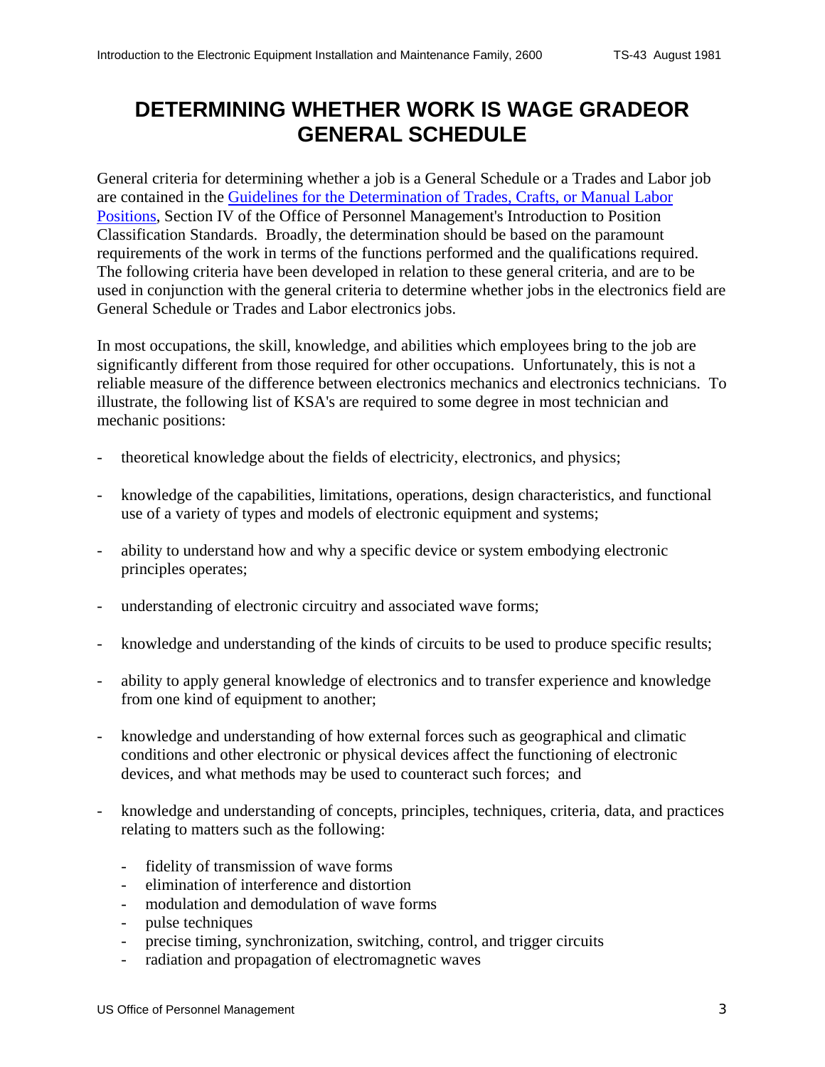# DETERMINING WHETHER WORK IS WAGE GRADEOR GENERAL SCHEDULE

General criteria for determining whether a job is a General Schedule or a Trades and Labor job are contained in the Guidelines for the Determination of Trades, Crafts, or Manual Labor Positions, Section IV of the Office of Personnel Management's Introduction to Position Classification Standards. Broadly, the determination should be based on the paramount requirements of the work in terms of the functions performed and the qualifications required. The following criteria have been developed in relation to these general criteria, and are to be used in conjunction with the general criteria to determine whether jobs in the electronics field are General Schedule or Trades and Labor electronics jobs.

In most occupations, the skill, knowledge, and abilities which employees bring to the job are significantly different from those required for other occupations. Unfortunately, this is not a reliable measure of the difference between electronics mechanics and electronics technicians. To illustrate, the following list of KSA's are required to some degree in most technician and mechanic positions:

- theoretical knowledge about the fields of electricity, electronics, and physics;
- knowledge of the capabilities, limitations, operations, design characteristics, and functional use of a variety of types and models of electronic equipment and systems;
- ability to understand how and why a specific device or system embodying electronic principles operates;
- understanding of electronic circuitry and associated wave forms;
- knowledge and understanding of the kinds of circuits to be used to produce specific results;
- ability to apply general knowledge of electronics and to transfer experience and knowledge from one kind of equipment to another;
- knowledge and understanding of how external forces such as geographical and climatic conditions and other electronic or physical devices affect the functioning of electronic devices, and what methods may be used to counteract such forces; and
- knowledge and understanding of concepts, principles, techniques, criteria, data, and practices relating to matters such as the following:
  - fidelity of transmission of wave forms
  - elimination of interference and distortion
  - modulation and demodulation of wave forms
  - pulse techniques
  - precise timing, synchronization, switching, control, and trigger circuits
  - radiation and propagation of electromagnetic waves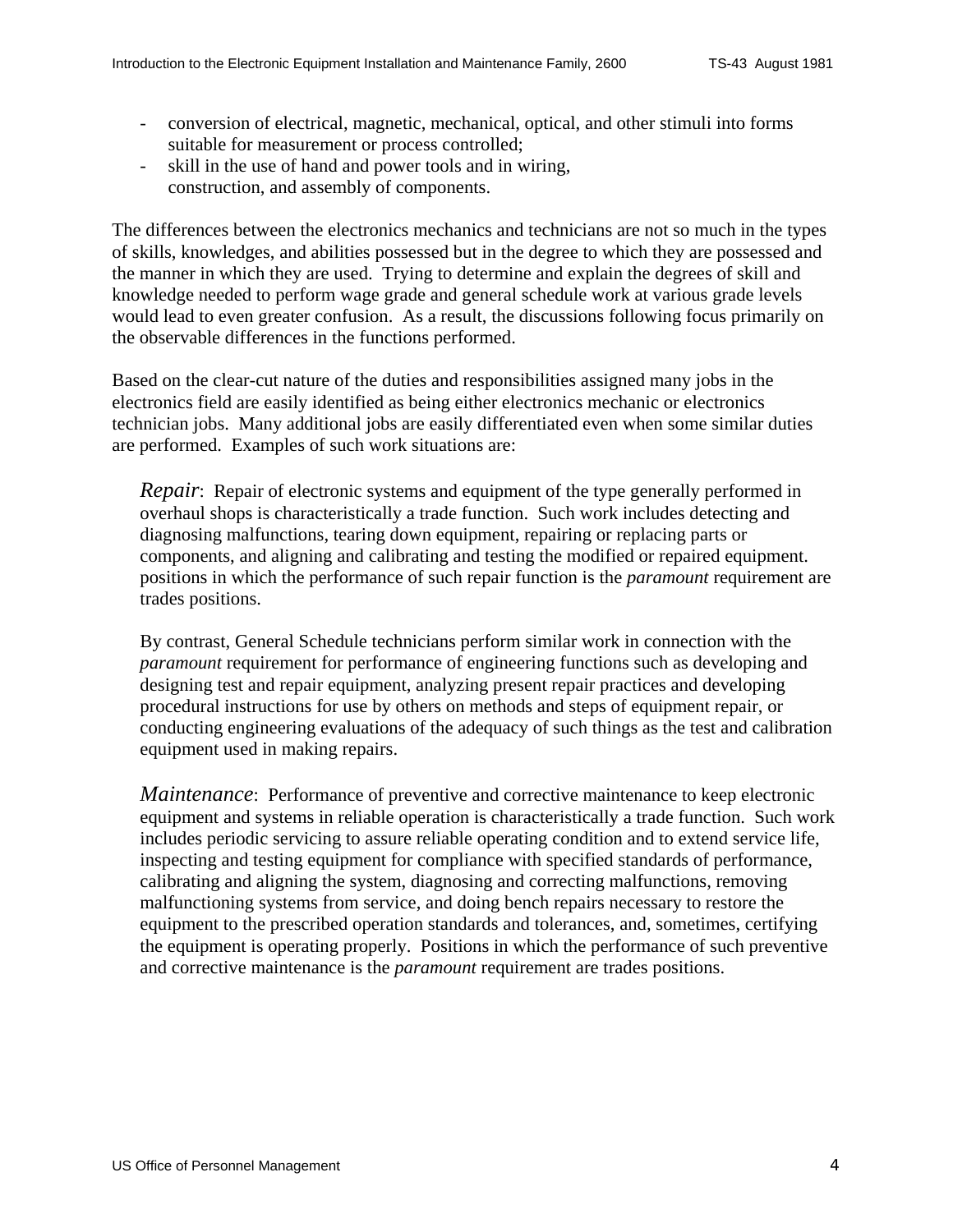- conversion of electrical, magnetic, mechanical, optical, and other stimuli into forms suitable for measurement or process controlled;
- skill in the use of hand and power tools and in wiring, construction, and assembly of components.

The differences between the electronics mechanics and technicians are not so much in the types of skills, knowledges, and abilities possessed but in the degree to which they are possessed and the manner in which they are used. Trying to determine and explain the degrees of skill and knowledge needed to perform wage grade and general schedule work at various grade levels would lead to even greater confusion. As a result, the discussions following focus primarily on the observable differences in the functions performed.

Based on the clear-cut nature of the duties and responsibilities assigned many jobs in the electronics field are easily identified as being either electronics mechanic or electronics technician jobs. Many additional jobs are easily differentiated even when some similar duties are performed. Examples of such work situations are:

> *Repair*: Repair of electronic systems and equipment of the type generally performed in overhaul shops is characteristically a trade function. Such work includes detecting and diagnosing malfunctions, tearing down equipment, repairing or replacing parts or components, and aligning and calibrating and testing the modified or repaired equipment. positions in which the performance of such repair function is the *paramount* requirement are trades positions.
>
> By contrast, General Schedule technicians perform similar work in connection with the *paramount* requirement for performance of engineering functions such as developing and designing test and repair equipment, analyzing present repair practices and developing procedural instructions for use by others on methods and steps of equipment repair, or conducting engineering evaluations of the adequacy of such things as the test and calibration equipment used in making repairs.
>
> *Maintenance*: Performance of preventive and corrective maintenance to keep electronic equipment and systems in reliable operation is characteristically a trade function. Such work includes periodic servicing to assure reliable operating condition and to extend service life, inspecting and testing equipment for compliance with specified standards of performance, calibrating and aligning the system, diagnosing and correcting malfunctions, removing malfunctioning systems from service, and doing bench repairs necessary to restore the equipment to the prescribed operation standards and tolerances, and, sometimes, certifying the equipment is operating properly. Positions in which the performance of such preventive and corrective maintenance is the *paramount* requirement are trades positions.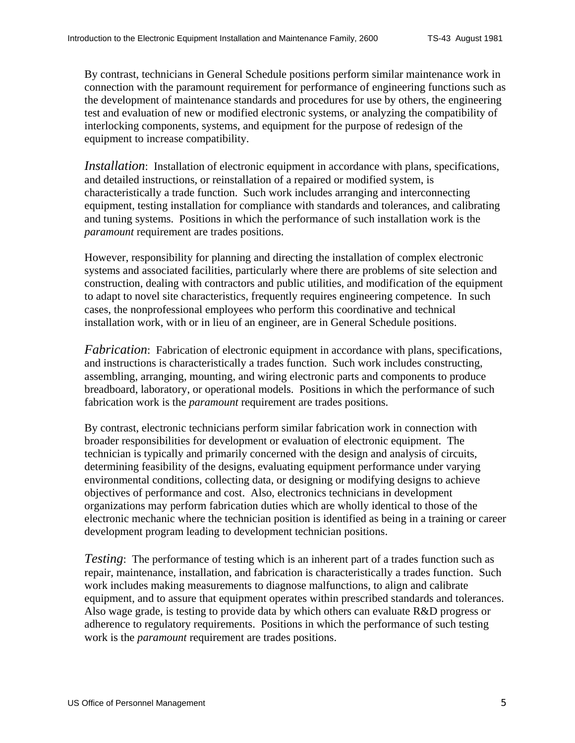By contrast, technicians in General Schedule positions perform similar maintenance work in connection with the paramount requirement for performance of engineering functions such as the development of maintenance standards and procedures for use by others, the engineering test and evaluation of new or modified electronic systems, or analyzing the compatibility of interlocking components, systems, and equipment for the purpose of redesign of the equipment to increase compatibility.

*Installation*: Installation of electronic equipment in accordance with plans, specifications, and detailed instructions, or reinstallation of a repaired or modified system, is characteristically a trade function. Such work includes arranging and interconnecting equipment, testing installation for compliance with standards and tolerances, and calibrating and tuning systems. Positions in which the performance of such installation work is the *paramount* requirement are trades positions.

However, responsibility for planning and directing the installation of complex electronic systems and associated facilities, particularly where there are problems of site selection and construction, dealing with contractors and public utilities, and modification of the equipment to adapt to novel site characteristics, frequently requires engineering competence. In such cases, the nonprofessional employees who perform this coordinative and technical installation work, with or in lieu of an engineer, are in General Schedule positions.

*Fabrication*: Fabrication of electronic equipment in accordance with plans, specifications, and instructions is characteristically a trades function. Such work includes constructing, assembling, arranging, mounting, and wiring electronic parts and components to produce breadboard, laboratory, or operational models. Positions in which the performance of such fabrication work is the *paramount* requirement are trades positions.

By contrast, electronic technicians perform similar fabrication work in connection with broader responsibilities for development or evaluation of electronic equipment. The technician is typically and primarily concerned with the design and analysis of circuits, determining feasibility of the designs, evaluating equipment performance under varying environmental conditions, collecting data, or designing or modifying designs to achieve objectives of performance and cost. Also, electronics technicians in development organizations may perform fabrication duties which are wholly identical to those of the electronic mechanic where the technician position is identified as being in a training or career development program leading to development technician positions.

*Testing*: The performance of testing which is an inherent part of a trades function such as repair, maintenance, installation, and fabrication is characteristically a trades function. Such work includes making measurements to diagnose malfunctions, to align and calibrate equipment, and to assure that equipment operates within prescribed standards and tolerances. Also wage grade, is testing to provide data by which others can evaluate R&D progress or adherence to regulatory requirements. Positions in which the performance of such testing work is the *paramount* requirement are trades positions.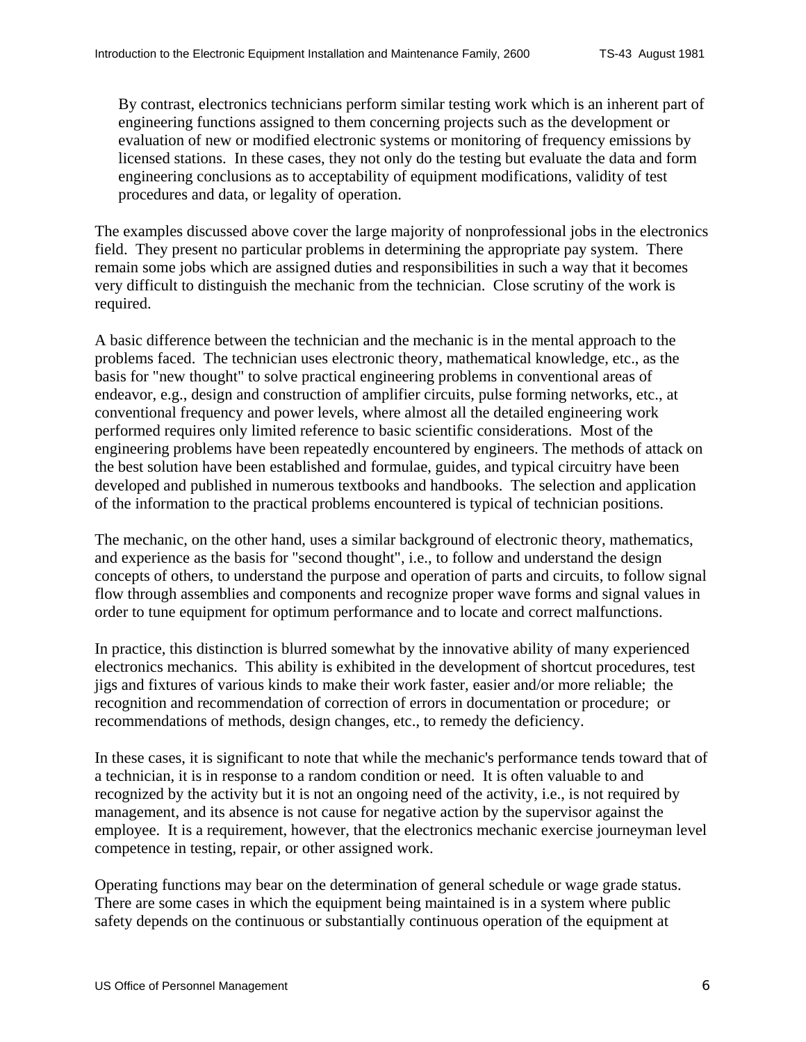By contrast, electronics technicians perform similar testing work which is an inherent part of engineering functions assigned to them concerning projects such as the development or evaluation of new or modified electronic systems or monitoring of frequency emissions by licensed stations. In these cases, they not only do the testing but evaluate the data and form engineering conclusions as to acceptability of equipment modifications, validity of test procedures and data, or legality of operation.

The examples discussed above cover the large majority of nonprofessional jobs in the electronics field. They present no particular problems in determining the appropriate pay system. There remain some jobs which are assigned duties and responsibilities in such a way that it becomes very difficult to distinguish the mechanic from the technician. Close scrutiny of the work is required.

A basic difference between the technician and the mechanic is in the mental approach to the problems faced. The technician uses electronic theory, mathematical knowledge, etc., as the basis for "new thought" to solve practical engineering problems in conventional areas of endeavor, e.g., design and construction of amplifier circuits, pulse forming networks, etc., at conventional frequency and power levels, where almost all the detailed engineering work performed requires only limited reference to basic scientific considerations. Most of the engineering problems have been repeatedly encountered by engineers. The methods of attack on the best solution have been established and formulae, guides, and typical circuitry have been developed and published in numerous textbooks and handbooks. The selection and application of the information to the practical problems encountered is typical of technician positions.

The mechanic, on the other hand, uses a similar background of electronic theory, mathematics, and experience as the basis for "second thought", i.e., to follow and understand the design concepts of others, to understand the purpose and operation of parts and circuits, to follow signal flow through assemblies and components and recognize proper wave forms and signal values in order to tune equipment for optimum performance and to locate and correct malfunctions.

In practice, this distinction is blurred somewhat by the innovative ability of many experienced electronics mechanics. This ability is exhibited in the development of shortcut procedures, test jigs and fixtures of various kinds to make their work faster, easier and/or more reliable; the recognition and recommendation of correction of errors in documentation or procedure; or recommendations of methods, design changes, etc., to remedy the deficiency.

In these cases, it is significant to note that while the mechanic's performance tends toward that of a technician, it is in response to a random condition or need. It is often valuable to and recognized by the activity but it is not an ongoing need of the activity, i.e., is not required by management, and its absence is not cause for negative action by the supervisor against the employee. It is a requirement, however, that the electronics mechanic exercise journeyman level competence in testing, repair, or other assigned work.

Operating functions may bear on the determination of general schedule or wage grade status. There are some cases in which the equipment being maintained is in a system where public safety depends on the continuous or substantially continuous operation of the equipment at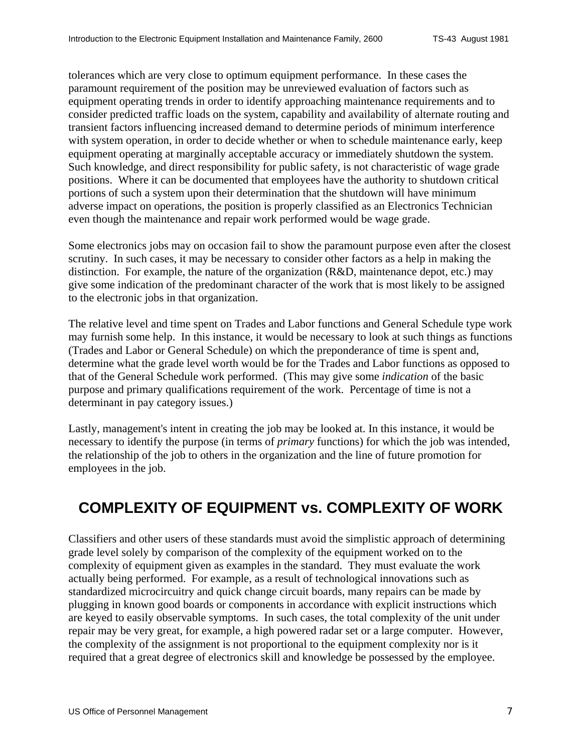tolerances which are very close to optimum equipment performance. In these cases the paramount requirement of the position may be unreviewed evaluation of factors such as equipment operating trends in order to identify approaching maintenance requirements and to consider predicted traffic loads on the system, capability and availability of alternate routing and transient factors influencing increased demand to determine periods of minimum interference with system operation, in order to decide whether or when to schedule maintenance early, keep equipment operating at marginally acceptable accuracy or immediately shutdown the system. Such knowledge, and direct responsibility for public safety, is not characteristic of wage grade positions. Where it can be documented that employees have the authority to shutdown critical portions of such a system upon their determination that the shutdown will have minimum adverse impact on operations, the position is properly classified as an Electronics Technician even though the maintenance and repair work performed would be wage grade.

Some electronics jobs may on occasion fail to show the paramount purpose even after the closest scrutiny. In such cases, it may be necessary to consider other factors as a help in making the distinction. For example, the nature of the organization (R&D, maintenance depot, etc.) may give some indication of the predominant character of the work that is most likely to be assigned to the electronic jobs in that organization.

The relative level and time spent on Trades and Labor functions and General Schedule type work may furnish some help. In this instance, it would be necessary to look at such things as functions (Trades and Labor or General Schedule) on which the preponderance of time is spent and, determine what the grade level worth would be for the Trades and Labor functions as opposed to that of the General Schedule work performed. (This may give some *indication* of the basic purpose and primary qualifications requirement of the work. Percentage of time is not a determinant in pay category issues.)

Lastly, management's intent in creating the job may be looked at. In this instance, it would be necessary to identify the purpose (in terms of *primary* functions) for which the job was intended, the relationship of the job to others in the organization and the line of future promotion for employees in the job.

## COMPLEXITY OF EQUIPMENT vs. COMPLEXITY OF WORK

Classifiers and other users of these standards must avoid the simplistic approach of determining grade level solely by comparison of the complexity of the equipment worked on to the complexity of equipment given as examples in the standard. They must evaluate the work actually being performed. For example, as a result of technological innovations such as standardized microcircuitry and quick change circuit boards, many repairs can be made by plugging in known good boards or components in accordance with explicit instructions which are keyed to easily observable symptoms. In such cases, the total complexity of the unit under repair may be very great, for example, a high powered radar set or a large computer. However, the complexity of the assignment is not proportional to the equipment complexity nor is it required that a great degree of electronics skill and knowledge be possessed by the employee.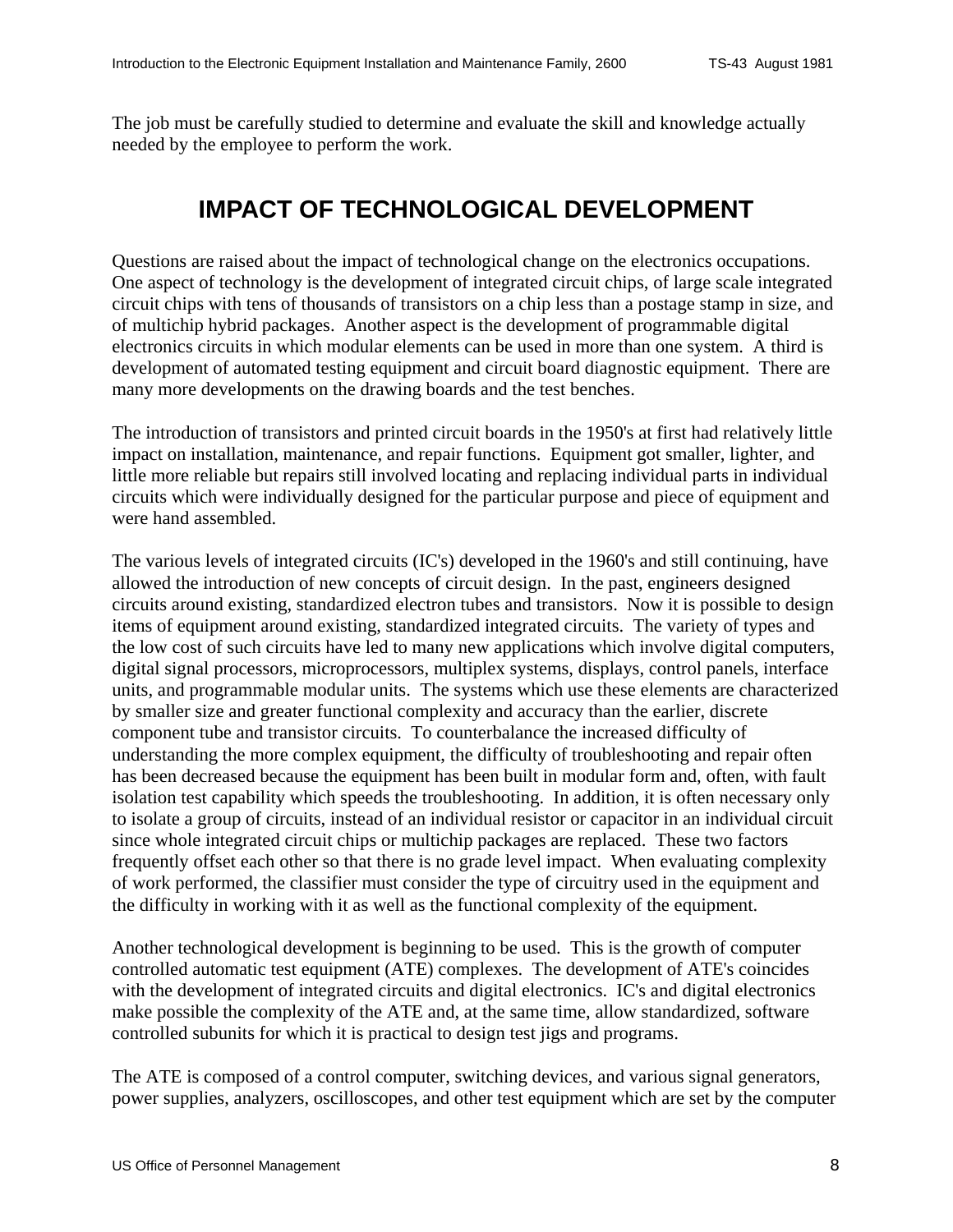The job must be carefully studied to determine and evaluate the skill and knowledge actually needed by the employee to perform the work.

## IMPACT OF TECHNOLOGICAL DEVELOPMENT

Questions are raised about the impact of technological change on the electronics occupations. One aspect of technology is the development of integrated circuit chips, of large scale integrated circuit chips with tens of thousands of transistors on a chip less than a postage stamp in size, and of multichip hybrid packages. Another aspect is the development of programmable digital electronics circuits in which modular elements can be used in more than one system. A third is development of automated testing equipment and circuit board diagnostic equipment. There are many more developments on the drawing boards and the test benches.

The introduction of transistors and printed circuit boards in the 1950's at first had relatively little impact on installation, maintenance, and repair functions. Equipment got smaller, lighter, and little more reliable but repairs still involved locating and replacing individual parts in individual circuits which were individually designed for the particular purpose and piece of equipment and were hand assembled.

The various levels of integrated circuits (IC's) developed in the 1960's and still continuing, have allowed the introduction of new concepts of circuit design. In the past, engineers designed circuits around existing, standardized electron tubes and transistors. Now it is possible to design items of equipment around existing, standardized integrated circuits. The variety of types and the low cost of such circuits have led to many new applications which involve digital computers, digital signal processors, microprocessors, multiplex systems, displays, control panels, interface units, and programmable modular units. The systems which use these elements are characterized by smaller size and greater functional complexity and accuracy than the earlier, discrete component tube and transistor circuits. To counterbalance the increased difficulty of understanding the more complex equipment, the difficulty of troubleshooting and repair often has been decreased because the equipment has been built in modular form and, often, with fault isolation test capability which speeds the troubleshooting. In addition, it is often necessary only to isolate a group of circuits, instead of an individual resistor or capacitor in an individual circuit since whole integrated circuit chips or multichip packages are replaced. These two factors frequently offset each other so that there is no grade level impact. When evaluating complexity of work performed, the classifier must consider the type of circuitry used in the equipment and the difficulty in working with it as well as the functional complexity of the equipment.

Another technological development is beginning to be used. This is the growth of computer controlled automatic test equipment (ATE) complexes. The development of ATE's coincides with the development of integrated circuits and digital electronics. IC's and digital electronics make possible the complexity of the ATE and, at the same time, allow standardized, software controlled subunits for which it is practical to design test jigs and programs.

The ATE is composed of a control computer, switching devices, and various signal generators, power supplies, analyzers, oscilloscopes, and other test equipment which are set by the computer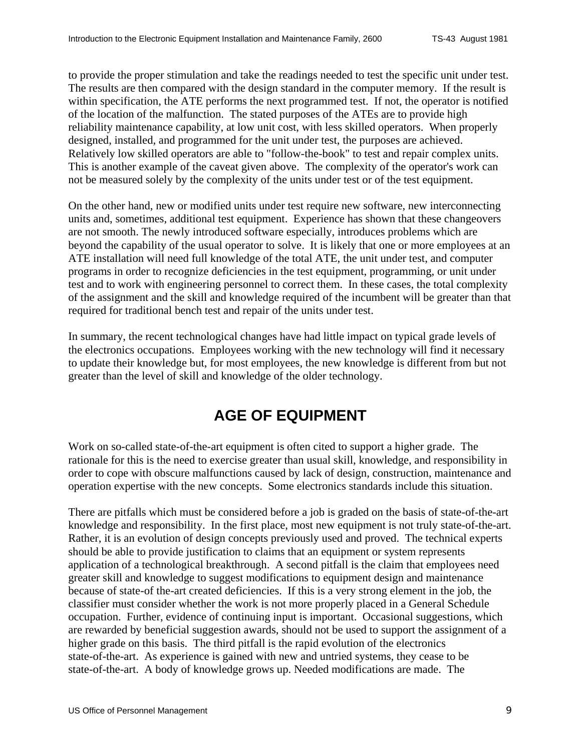to provide the proper stimulation and take the readings needed to test the specific unit under test. The results are then compared with the design standard in the computer memory. If the result is within specification, the ATE performs the next programmed test. If not, the operator is notified of the location of the malfunction. The stated purposes of the ATEs are to provide high reliability maintenance capability, at low unit cost, with less skilled operators. When properly designed, installed, and programmed for the unit under test, the purposes are achieved. Relatively low skilled operators are able to "follow-the-book" to test and repair complex units. This is another example of the caveat given above. The complexity of the operator's work can not be measured solely by the complexity of the units under test or of the test equipment.

On the other hand, new or modified units under test require new software, new interconnecting units and, sometimes, additional test equipment. Experience has shown that these changeovers are not smooth. The newly introduced software especially, introduces problems which are beyond the capability of the usual operator to solve. It is likely that one or more employees at an ATE installation will need full knowledge of the total ATE, the unit under test, and computer programs in order to recognize deficiencies in the test equipment, programming, or unit under test and to work with engineering personnel to correct them. In these cases, the total complexity of the assignment and the skill and knowledge required of the incumbent will be greater than that required for traditional bench test and repair of the units under test.

In summary, the recent technological changes have had little impact on typical grade levels of the electronics occupations. Employees working with the new technology will find it necessary to update their knowledge but, for most employees, the new knowledge is different from but not greater than the level of skill and knowledge of the older technology.

## AGE OF EQUIPMENT

Work on so-called state-of-the-art equipment is often cited to support a higher grade. The rationale for this is the need to exercise greater than usual skill, knowledge, and responsibility in order to cope with obscure malfunctions caused by lack of design, construction, maintenance and operation expertise with the new concepts. Some electronics standards include this situation.

There are pitfalls which must be considered before a job is graded on the basis of state-of-the-art knowledge and responsibility. In the first place, most new equipment is not truly state-of-the-art. Rather, it is an evolution of design concepts previously used and proved. The technical experts should be able to provide justification to claims that an equipment or system represents application of a technological breakthrough. A second pitfall is the claim that employees need greater skill and knowledge to suggest modifications to equipment design and maintenance because of state-of the-art created deficiencies. If this is a very strong element in the job, the classifier must consider whether the work is not more properly placed in a General Schedule occupation. Further, evidence of continuing input is important. Occasional suggestions, which are rewarded by beneficial suggestion awards, should not be used to support the assignment of a higher grade on this basis. The third pitfall is the rapid evolution of the electronics state-of-the-art. As experience is gained with new and untried systems, they cease to be state-of-the-art. A body of knowledge grows up. Needed modifications are made. The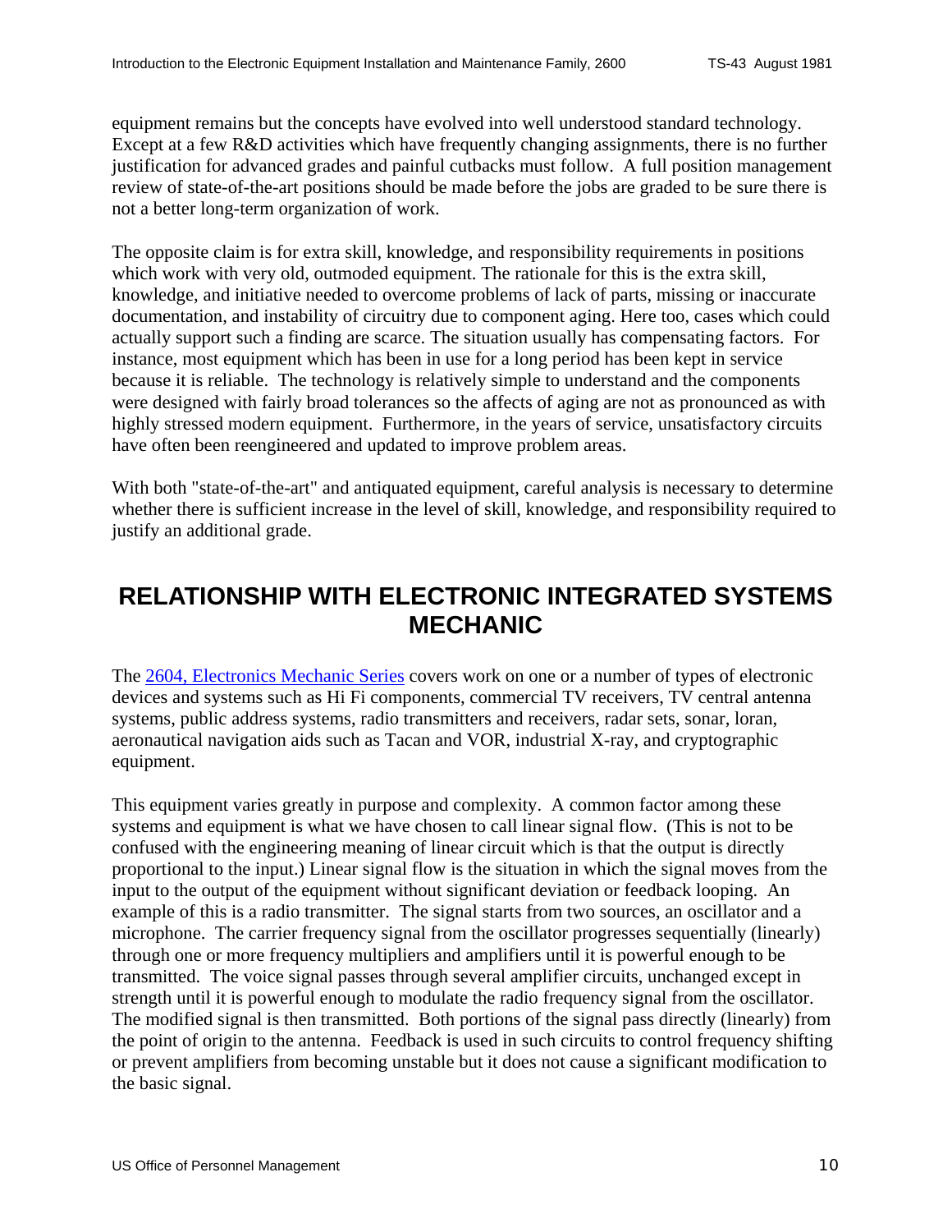equipment remains but the concepts have evolved into well understood standard technology. Except at a few R&D activities which have frequently changing assignments, there is no further justification for advanced grades and painful cutbacks must follow. A full position management review of state-of-the-art positions should be made before the jobs are graded to be sure there is not a better long-term organization of work.

The opposite claim is for extra skill, knowledge, and responsibility requirements in positions which work with very old, outmoded equipment. The rationale for this is the extra skill, knowledge, and initiative needed to overcome problems of lack of parts, missing or inaccurate documentation, and instability of circuitry due to component aging. Here too, cases which could actually support such a finding are scarce. The situation usually has compensating factors. For instance, most equipment which has been in use for a long period has been kept in service because it is reliable. The technology is relatively simple to understand and the components were designed with fairly broad tolerances so the affects of aging are not as pronounced as with highly stressed modern equipment. Furthermore, in the years of service, unsatisfactory circuits have often been reengineered and updated to improve problem areas.

With both "state-of-the-art" and antiquated equipment, careful analysis is necessary to determine whether there is sufficient increase in the level of skill, knowledge, and responsibility required to justify an additional grade.

## RELATIONSHIP WITH ELECTRONIC INTEGRATED SYSTEMS MECHANIC

The 2604, Electronics Mechanic Series covers work on one or a number of types of electronic devices and systems such as Hi Fi components, commercial TV receivers, TV central antenna systems, public address systems, radio transmitters and receivers, radar sets, sonar, loran, aeronautical navigation aids such as Tacan and VOR, industrial X-ray, and cryptographic equipment.

This equipment varies greatly in purpose and complexity. A common factor among these systems and equipment is what we have chosen to call linear signal flow. (This is not to be confused with the engineering meaning of linear circuit which is that the output is directly proportional to the input.) Linear signal flow is the situation in which the signal moves from the input to the output of the equipment without significant deviation or feedback looping. An example of this is a radio transmitter. The signal starts from two sources, an oscillator and a microphone. The carrier frequency signal from the oscillator progresses sequentially (linearly) through one or more frequency multipliers and amplifiers until it is powerful enough to be transmitted. The voice signal passes through several amplifier circuits, unchanged except in strength until it is powerful enough to modulate the radio frequency signal from the oscillator. The modified signal is then transmitted. Both portions of the signal pass directly (linearly) from the point of origin to the antenna. Feedback is used in such circuits to control frequency shifting or prevent amplifiers from becoming unstable but it does not cause a significant modification to the basic signal.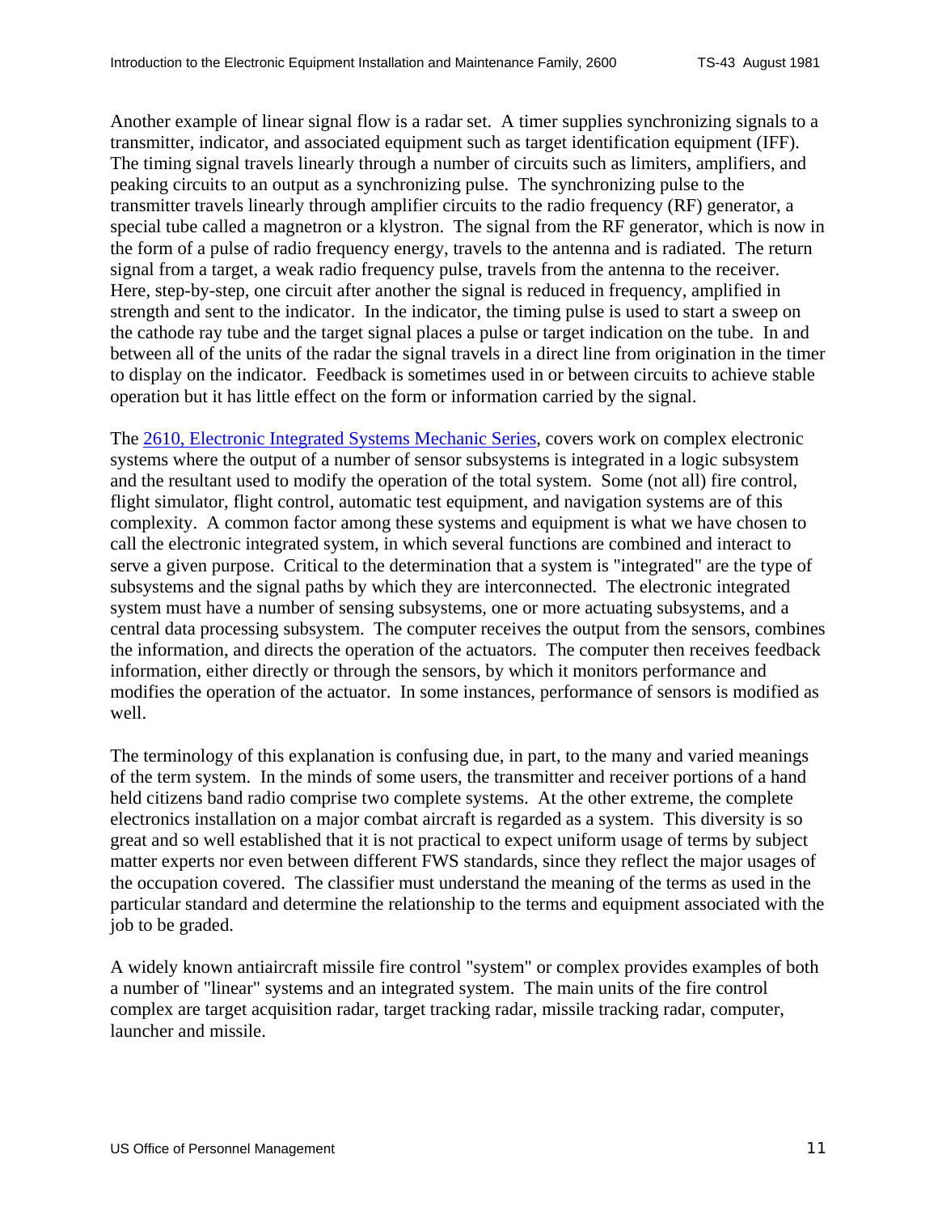Another example of linear signal flow is a radar set. A timer supplies synchronizing signals to a transmitter, indicator, and associated equipment such as target identification equipment (IFF). The timing signal travels linearly through a number of circuits such as limiters, amplifiers, and peaking circuits to an output as a synchronizing pulse. The synchronizing pulse to the transmitter travels linearly through amplifier circuits to the radio frequency (RF) generator, a special tube called a magnetron or a klystron. The signal from the RF generator, which is now in the form of a pulse of radio frequency energy, travels to the antenna and is radiated. The return signal from a target, a weak radio frequency pulse, travels from the antenna to the receiver. Here, step-by-step, one circuit after another the signal is reduced in frequency, amplified in strength and sent to the indicator. In the indicator, the timing pulse is used to start a sweep on the cathode ray tube and the target signal places a pulse or target indication on the tube. In and between all of the units of the radar the signal travels in a direct line from origination in the timer to display on the indicator. Feedback is sometimes used in or between circuits to achieve stable operation but it has little effect on the form or information carried by the signal.

The 2610, Electronic Integrated Systems Mechanic Series, covers work on complex electronic systems where the output of a number of sensor subsystems is integrated in a logic subsystem and the resultant used to modify the operation of the total system. Some (not all) fire control, flight simulator, flight control, automatic test equipment, and navigation systems are of this complexity. A common factor among these systems and equipment is what we have chosen to call the electronic integrated system, in which several functions are combined and interact to serve a given purpose. Critical to the determination that a system is "integrated" are the type of subsystems and the signal paths by which they are interconnected. The electronic integrated system must have a number of sensing subsystems, one or more actuating subsystems, and a central data processing subsystem. The computer receives the output from the sensors, combines the information, and directs the operation of the actuators. The computer then receives feedback information, either directly or through the sensors, by which it monitors performance and modifies the operation of the actuator. In some instances, performance of sensors is modified as well.

The terminology of this explanation is confusing due, in part, to the many and varied meanings of the term system. In the minds of some users, the transmitter and receiver portions of a hand held citizens band radio comprise two complete systems. At the other extreme, the complete electronics installation on a major combat aircraft is regarded as a system. This diversity is so great and so well established that it is not practical to expect uniform usage of terms by subject matter experts nor even between different FWS standards, since they reflect the major usages of the occupation covered. The classifier must understand the meaning of the terms as used in the particular standard and determine the relationship to the terms and equipment associated with the job to be graded.

A widely known antiaircraft missile fire control "system" or complex provides examples of both a number of "linear" systems and an integrated system. The main units of the fire control complex are target acquisition radar, target tracking radar, missile tracking radar, computer, launcher and missile.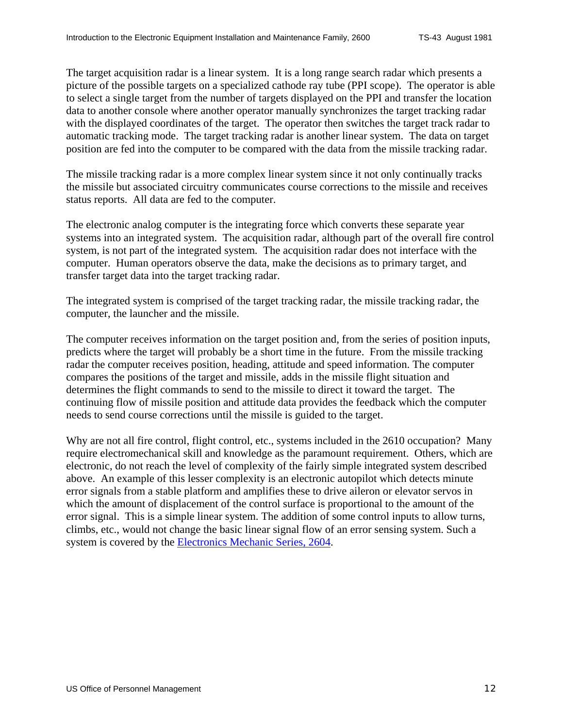The target acquisition radar is a linear system. It is a long range search radar which presents a picture of the possible targets on a specialized cathode ray tube (PPI scope). The operator is able to select a single target from the number of targets displayed on the PPI and transfer the location data to another console where another operator manually synchronizes the target tracking radar with the displayed coordinates of the target. The operator then switches the target track radar to automatic tracking mode. The target tracking radar is another linear system. The data on target position are fed into the computer to be compared with the data from the missile tracking radar.

The missile tracking radar is a more complex linear system since it not only continually tracks the missile but associated circuitry communicates course corrections to the missile and receives status reports. All data are fed to the computer.

The electronic analog computer is the integrating force which converts these separate year systems into an integrated system. The acquisition radar, although part of the overall fire control system, is not part of the integrated system. The acquisition radar does not interface with the computer. Human operators observe the data, make the decisions as to primary target, and transfer target data into the target tracking radar.

The integrated system is comprised of the target tracking radar, the missile tracking radar, the computer, the launcher and the missile.

The computer receives information on the target position and, from the series of position inputs, predicts where the target will probably be a short time in the future. From the missile tracking radar the computer receives position, heading, attitude and speed information. The computer compares the positions of the target and missile, adds in the missile flight situation and determines the flight commands to send to the missile to direct it toward the target. The continuing flow of missile position and attitude data provides the feedback which the computer needs to send course corrections until the missile is guided to the target.

Why are not all fire control, flight control, etc., systems included in the 2610 occupation? Many require electromechanical skill and knowledge as the paramount requirement. Others, which are electronic, do not reach the level of complexity of the fairly simple integrated system described above. An example of this lesser complexity is an electronic autopilot which detects minute error signals from a stable platform and amplifies these to drive aileron or elevator servos in which the amount of displacement of the control surface is proportional to the amount of the error signal. This is a simple linear system. The addition of some control inputs to allow turns, climbs, etc., would not change the basic linear signal flow of an error sensing system. Such a system is covered by the Electronics Mechanic Series, 2604.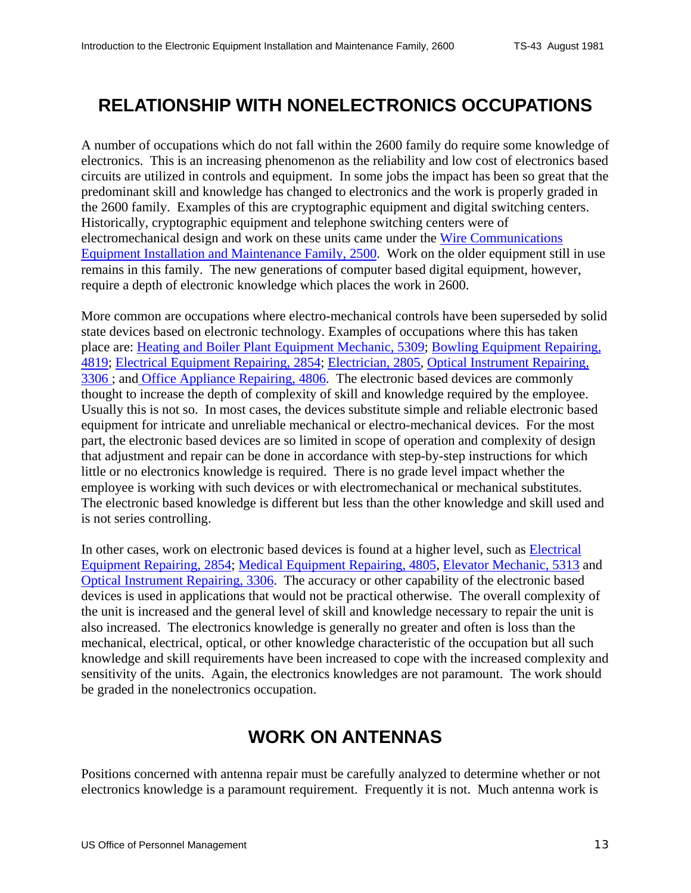## RELATIONSHIP WITH NONELECTRONICS OCCUPATIONS

A number of occupations which do not fall within the 2600 family do require some knowledge of electronics. This is an increasing phenomenon as the reliability and low cost of electronics based circuits are utilized in controls and equipment. In some jobs the impact has been so great that the predominant skill and knowledge has changed to electronics and the work is properly graded in the 2600 family. Examples of this are cryptographic equipment and digital switching centers. Historically, cryptographic equipment and telephone switching centers were of electromechanical design and work on these units came under the Wire Communications Equipment Installation and Maintenance Family, 2500. Work on the older equipment still in use remains in this family. The new generations of computer based digital equipment, however, require a depth of electronic knowledge which places the work in 2600.

More common are occupations where electro-mechanical controls have been superseded by solid state devices based on electronic technology. Examples of occupations where this has taken place are: Heating and Boiler Plant Equipment Mechanic, 5309; Bowling Equipment Repairing, 4819; Electrical Equipment Repairing, 2854; Electrician, 2805, Optical Instrument Repairing, 3306 ; and Office Appliance Repairing, 4806. The electronic based devices are commonly thought to increase the depth of complexity of skill and knowledge required by the employee. Usually this is not so. In most cases, the devices substitute simple and reliable electronic based equipment for intricate and unreliable mechanical or electro-mechanical devices. For the most part, the electronic based devices are so limited in scope of operation and complexity of design that adjustment and repair can be done in accordance with step-by-step instructions for which little or no electronics knowledge is required. There is no grade level impact whether the employee is working with such devices or with electromechanical or mechanical substitutes. The electronic based knowledge is different but less than the other knowledge and skill used and is not series controlling.

In other cases, work on electronic based devices is found at a higher level, such as Electrical Equipment Repairing, 2854; Medical Equipment Repairing, 4805, Elevator Mechanic, 5313 and Optical Instrument Repairing, 3306. The accuracy or other capability of the electronic based devices is used in applications that would not be practical otherwise. The overall complexity of the unit is increased and the general level of skill and knowledge necessary to repair the unit is also increased. The electronics knowledge is generally no greater and often is loss than the mechanical, electrical, optical, or other knowledge characteristic of the occupation but all such knowledge and skill requirements have been increased to cope with the increased complexity and sensitivity of the units. Again, the electronics knowledges are not paramount. The work should be graded in the nonelectronics occupation.

## WORK ON ANTENNAS

Positions concerned with antenna repair must be carefully analyzed to determine whether or not electronics knowledge is a paramount requirement. Frequently it is not. Much antenna work is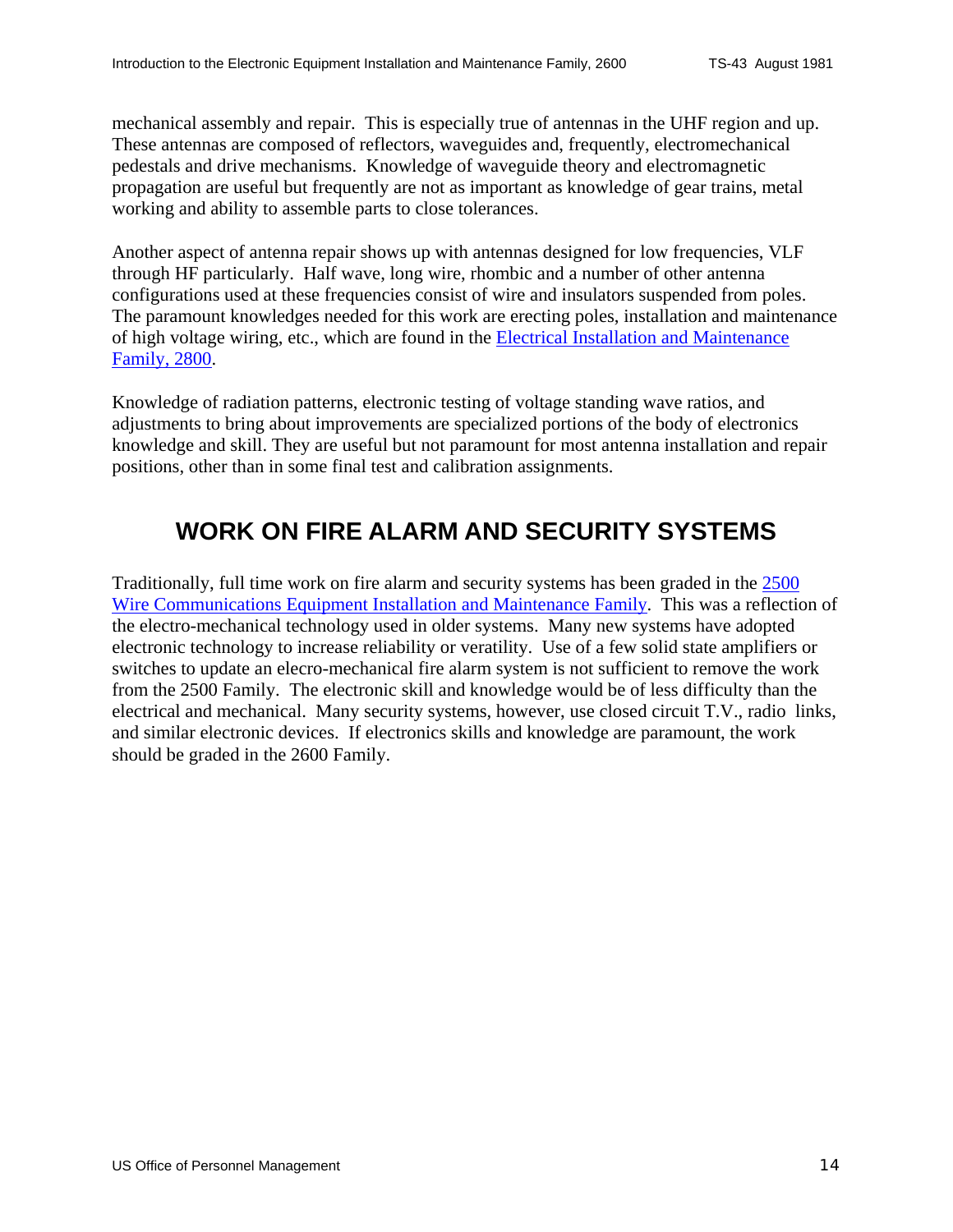mechanical assembly and repair. This is especially true of antennas in the UHF region and up. These antennas are composed of reflectors, waveguides and, frequently, electromechanical pedestals and drive mechanisms. Knowledge of waveguide theory and electromagnetic propagation are useful but frequently are not as important as knowledge of gear trains, metal working and ability to assemble parts to close tolerances.

Another aspect of antenna repair shows up with antennas designed for low frequencies, VLF through HF particularly. Half wave, long wire, rhombic and a number of other antenna configurations used at these frequencies consist of wire and insulators suspended from poles. The paramount knowledges needed for this work are erecting poles, installation and maintenance of high voltage wiring, etc., which are found in the Electrical Installation and Maintenance Family, 2800.

Knowledge of radiation patterns, electronic testing of voltage standing wave ratios, and adjustments to bring about improvements are specialized portions of the body of electronics knowledge and skill. They are useful but not paramount for most antenna installation and repair positions, other than in some final test and calibration assignments.

## WORK ON FIRE ALARM AND SECURITY SYSTEMS

Traditionally, full time work on fire alarm and security systems has been graded in the 2500 Wire Communications Equipment Installation and Maintenance Family. This was a reflection of the electro-mechanical technology used in older systems. Many new systems have adopted electronic technology to increase reliability or veratility. Use of a few solid state amplifiers or switches to update an elecro-mechanical fire alarm system is not sufficient to remove the work from the 2500 Family. The electronic skill and knowledge would be of less difficulty than the electrical and mechanical. Many security systems, however, use closed circuit T.V., radio links, and similar electronic devices. If electronics skills and knowledge are paramount, the work should be graded in the 2600 Family.